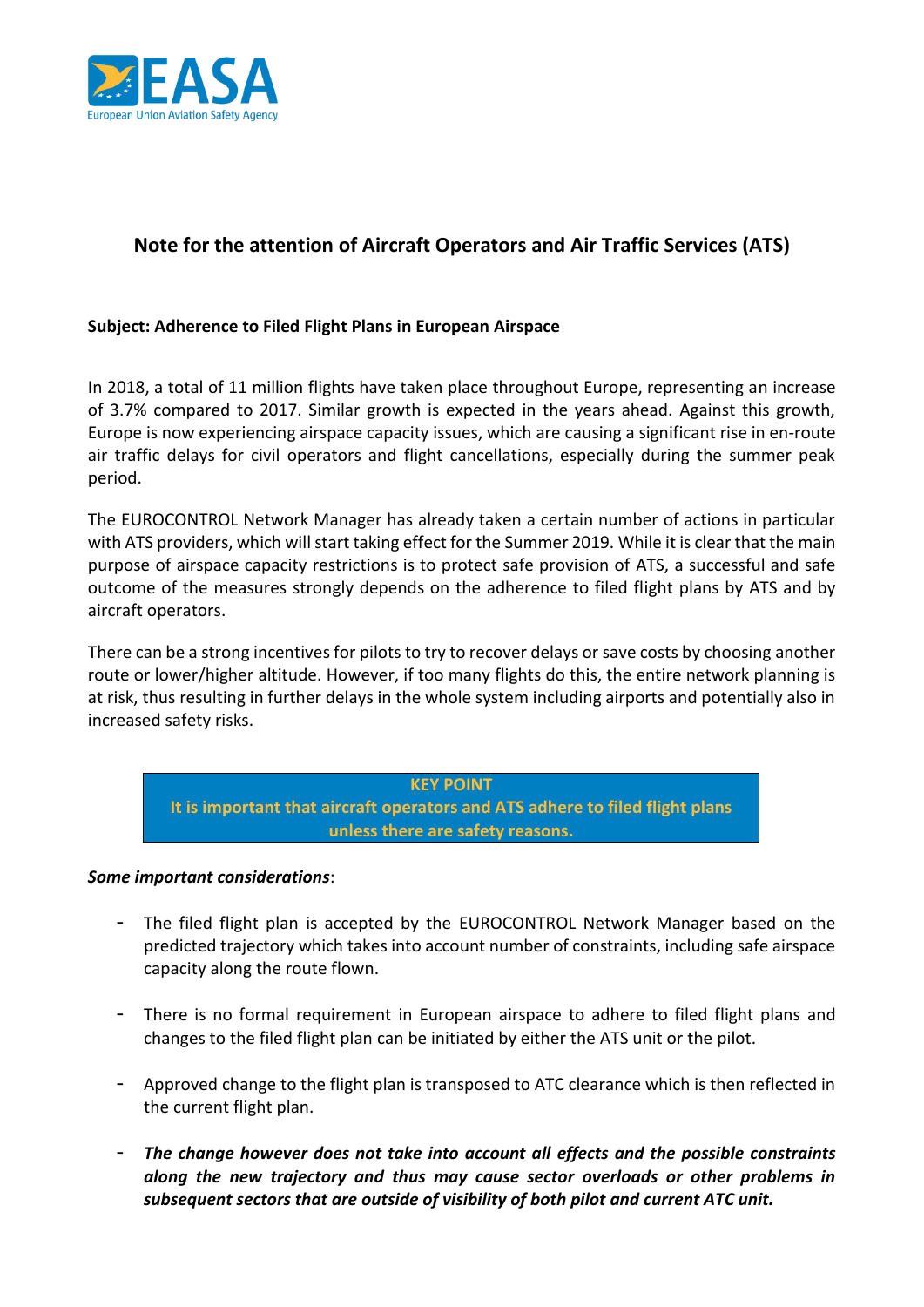EASA

European Union Aviation Safety Agency

# Note for the attention of Aircraft Operators and Air Traffic Services (ATS)

**Subject: Adherence to Filed Flight Plans in European Airspace**

In 2018, a total of 11 million flights have taken place throughout Europe, representing an increase of 3.7% compared to 2017. Similar growth is expected in the years ahead. Against this growth, Europe is now experiencing airspace capacity issues, which are causing a significant rise in en-route air traffic delays for civil operators and flight cancellations, especially during the summer peak period.

The EUROCONTROL Network Manager has already taken a certain number of actions in particular with ATS providers, which will start taking effect for the Summer 2019. While it is clear that the main purpose of airspace capacity restrictions is to protect safe provision of ATS, a successful and safe outcome of the measures strongly depends on the adherence to filed flight plans by ATS and by aircraft operators.

There can be a strong incentives for pilots to try to recover delays or save costs by choosing another route or lower/higher altitude. However, if too many flights do this, the entire network planning is at risk, thus resulting in further delays in the whole system including airports and potentially also in increased safety risks.

> **KEY POINT**
> **It is important that aircraft operators and ATS adhere to filed flight plans unless there are safety reasons.**

***Some important considerations***:

- The filed flight plan is accepted by the EUROCONTROL Network Manager based on the predicted trajectory which takes into account number of constraints, including safe airspace capacity along the route flown.
- There is no formal requirement in European airspace to adhere to filed flight plans and changes to the filed flight plan can be initiated by either the ATS unit or the pilot.
- Approved change to the flight plan is transposed to ATC clearance which is then reflected in the current flight plan.
- ***The change however does not take into account all effects and the possible constraints along the new trajectory and thus may cause sector overloads or other problems in subsequent sectors that are outside of visibility of both pilot and current ATC unit.***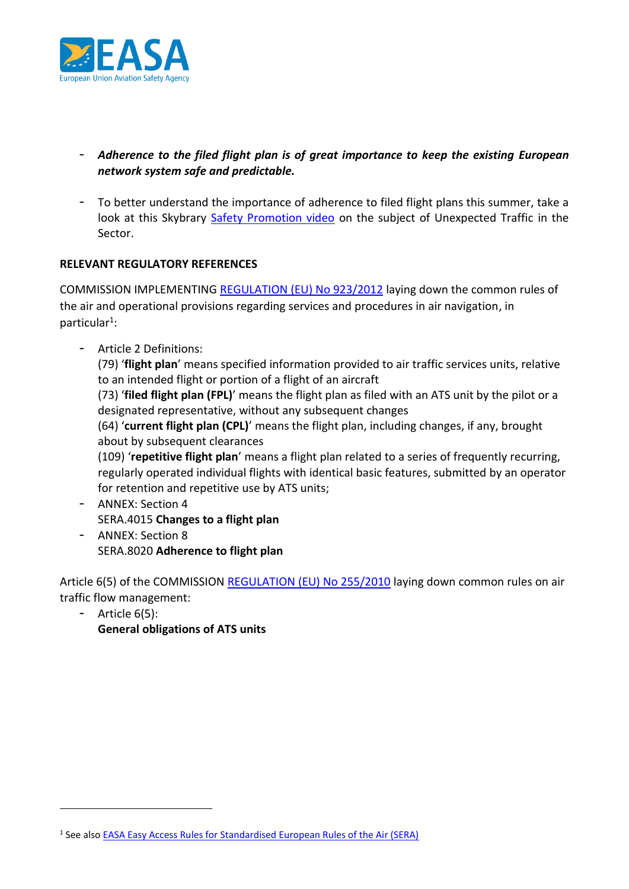- ***Adherence to the filed flight plan is of great importance to keep the existing European network system safe and predictable.***

- To better understand the importance of adherence to filed flight plans this summer, take a look at this Skybrary [Safety Promotion video] on the subject of Unexpected Traffic in the Sector.

**RELEVANT REGULATORY REFERENCES**

COMMISSION IMPLEMENTING [REGULATION (EU) No 923/2012] laying down the common rules of the air and operational provisions regarding services and procedures in air navigation, in particular[1]:

- Article 2 Definitions:
  (79) '**flight plan**' means specified information provided to air traffic services units, relative to an intended flight or portion of a flight of an aircraft
  (73) '**filed flight plan (FPL)**' means the flight plan as filed with an ATS unit by the pilot or a designated representative, without any subsequent changes
  (64) '**current flight plan (CPL)**' means the flight plan, including changes, if any, brought about by subsequent clearances
  (109) '**repetitive flight plan**' means a flight plan related to a series of frequently recurring, regularly operated individual flights with identical basic features, submitted by an operator for retention and repetitive use by ATS units;
- ANNEX: Section 4
  SERA.4015 **Changes to a flight plan**
- ANNEX: Section 8
  SERA.8020 **Adherence to flight plan**

Article 6(5) of the COMMISSION [REGULATION (EU) No 255/2010] laying down common rules on air traffic flow management:

- Article 6(5):
  **General obligations of ATS units**

[1] See also [EASA Easy Access Rules for Standardised European Rules of the Air (SERA)]